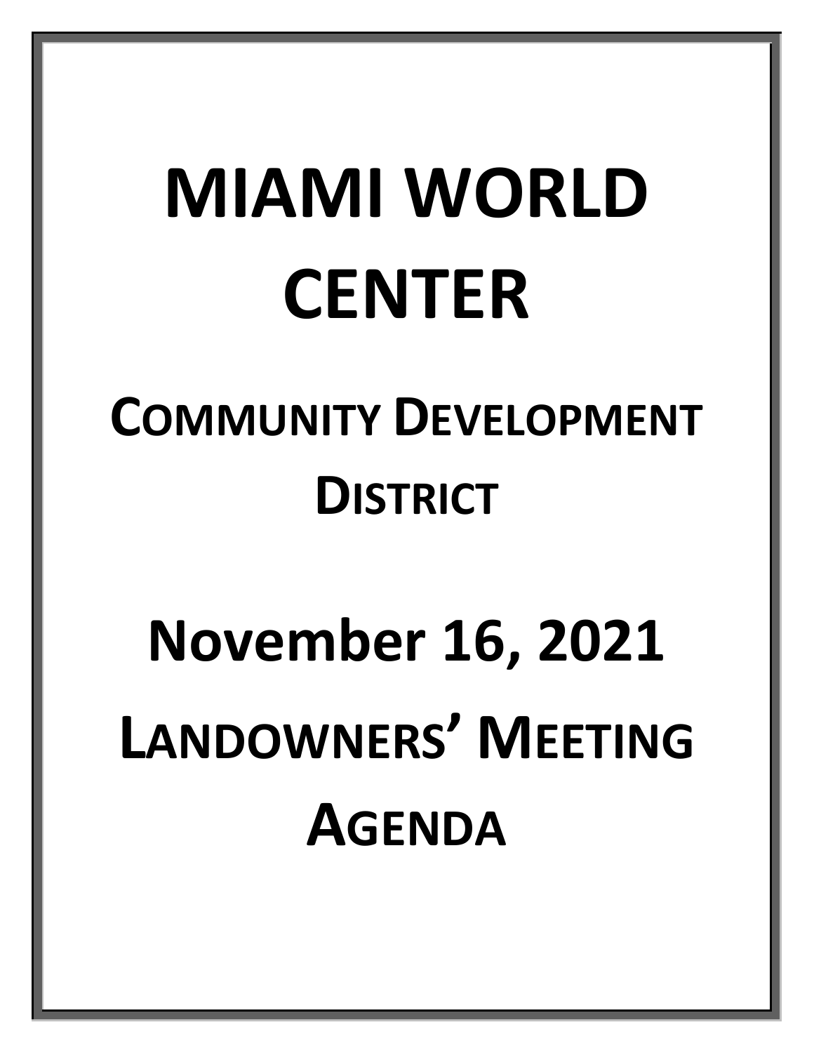# MIAMI WORLD CENTER

## COMMUNITY DEVELOPMENT DISTRICT

# November 16, 2021

# LANDOWNERS' MEETING AGENDA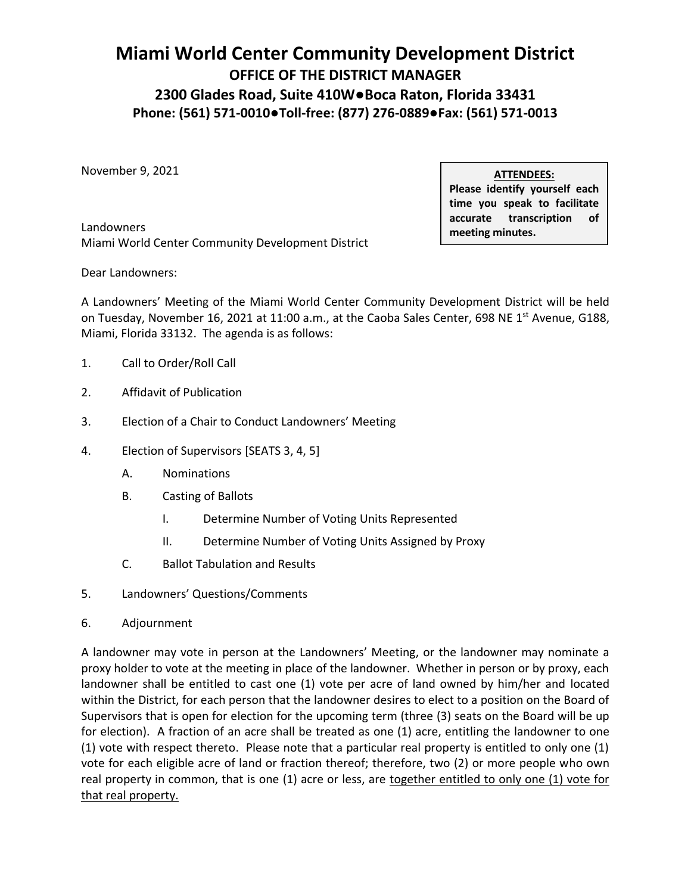# Miami World Center Community Development District

**OFFICE OF THE DISTRICT MANAGER**

**2300 Glades Road, Suite 410W●Boca Raton, Florida 33431**

**Phone: (561) 571-0010●Toll-free: (877) 276-0889●Fax: (561) 571-0013**

November 9, 2021

> **ATTENDEES:**
> **Please identify yourself each time you speak to facilitate accurate transcription of meeting minutes.**

Landowners
Miami World Center Community Development District

Dear Landowners:

A Landowners' Meeting of the Miami World Center Community Development District will be held on Tuesday, November 16, 2021 at 11:00 a.m., at the Caoba Sales Center, 698 NE 1st Avenue, G188, Miami, Florida 33132. The agenda is as follows:

1. Call to Order/Roll Call
2. Affidavit of Publication
3. Election of a Chair to Conduct Landowners' Meeting
4. Election of Supervisors [SEATS 3, 4, 5]
   - A. Nominations
   - B. Casting of Ballots
     - I. Determine Number of Voting Units Represented
     - II. Determine Number of Voting Units Assigned by Proxy
   - C. Ballot Tabulation and Results
5. Landowners' Questions/Comments
6. Adjournment

A landowner may vote in person at the Landowners' Meeting, or the landowner may nominate a proxy holder to vote at the meeting in place of the landowner. Whether in person or by proxy, each landowner shall be entitled to cast one (1) vote per acre of land owned by him/her and located within the District, for each person that the landowner desires to elect to a position on the Board of Supervisors that is open for election for the upcoming term (three (3) seats on the Board will be up for election). A fraction of an acre shall be treated as one (1) acre, entitling the landowner to one (1) vote with respect thereto. Please note that a particular real property is entitled to only one (1) vote for each eligible acre of land or fraction thereof; therefore, two (2) or more people who own real property in common, that is one (1) acre or less, are <u>together entitled to only one (1) vote for that real property.</u>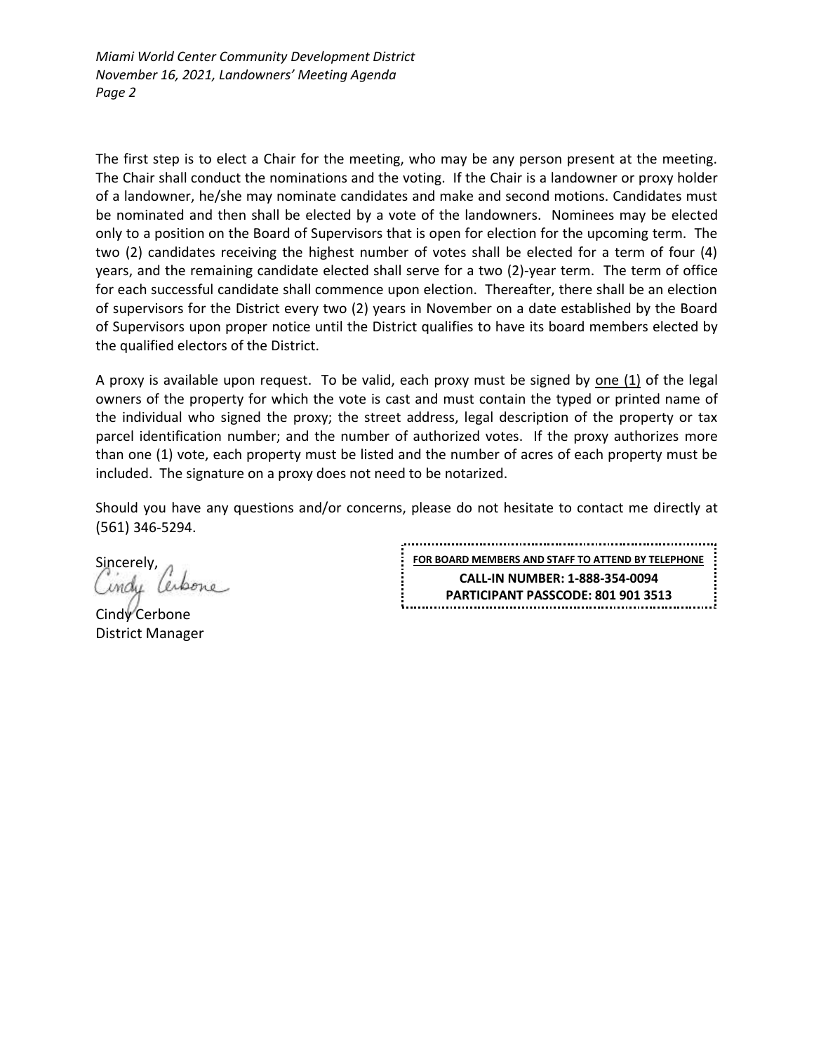The first step is to elect a Chair for the meeting, who may be any person present at the meeting. The Chair shall conduct the nominations and the voting. If the Chair is a landowner or proxy holder of a landowner, he/she may nominate candidates and make and second motions. Candidates must be nominated and then shall be elected by a vote of the landowners. Nominees may be elected only to a position on the Board of Supervisors that is open for election for the upcoming term. The two (2) candidates receiving the highest number of votes shall be elected for a term of four (4) years, and the remaining candidate elected shall serve for a two (2)-year term. The term of office for each successful candidate shall commence upon election. Thereafter, there shall be an election of supervisors for the District every two (2) years in November on a date established by the Board of Supervisors upon proper notice until the District qualifies to have its board members elected by the qualified electors of the District.

A proxy is available upon request. To be valid, each proxy must be signed by <u>one (1)</u> of the legal owners of the property for which the vote is cast and must contain the typed or printed name of the individual who signed the proxy; the street address, legal description of the property or tax parcel identification number; and the number of authorized votes. If the proxy authorizes more than one (1) vote, each property must be listed and the number of acres of each property must be included. The signature on a proxy does not need to be notarized.

Should you have any questions and/or concerns, please do not hesitate to contact me directly at (561) 346-5294.

Sincerely,

Cindy Cerbone

Cindy Cerbone
District Manager

**<u>FOR BOARD MEMBERS AND STAFF TO ATTEND BY TELEPHONE</u>**

**CALL-IN NUMBER: 1-888-354-0094**
**PARTICIPANT PASSCODE: 801 901 3513**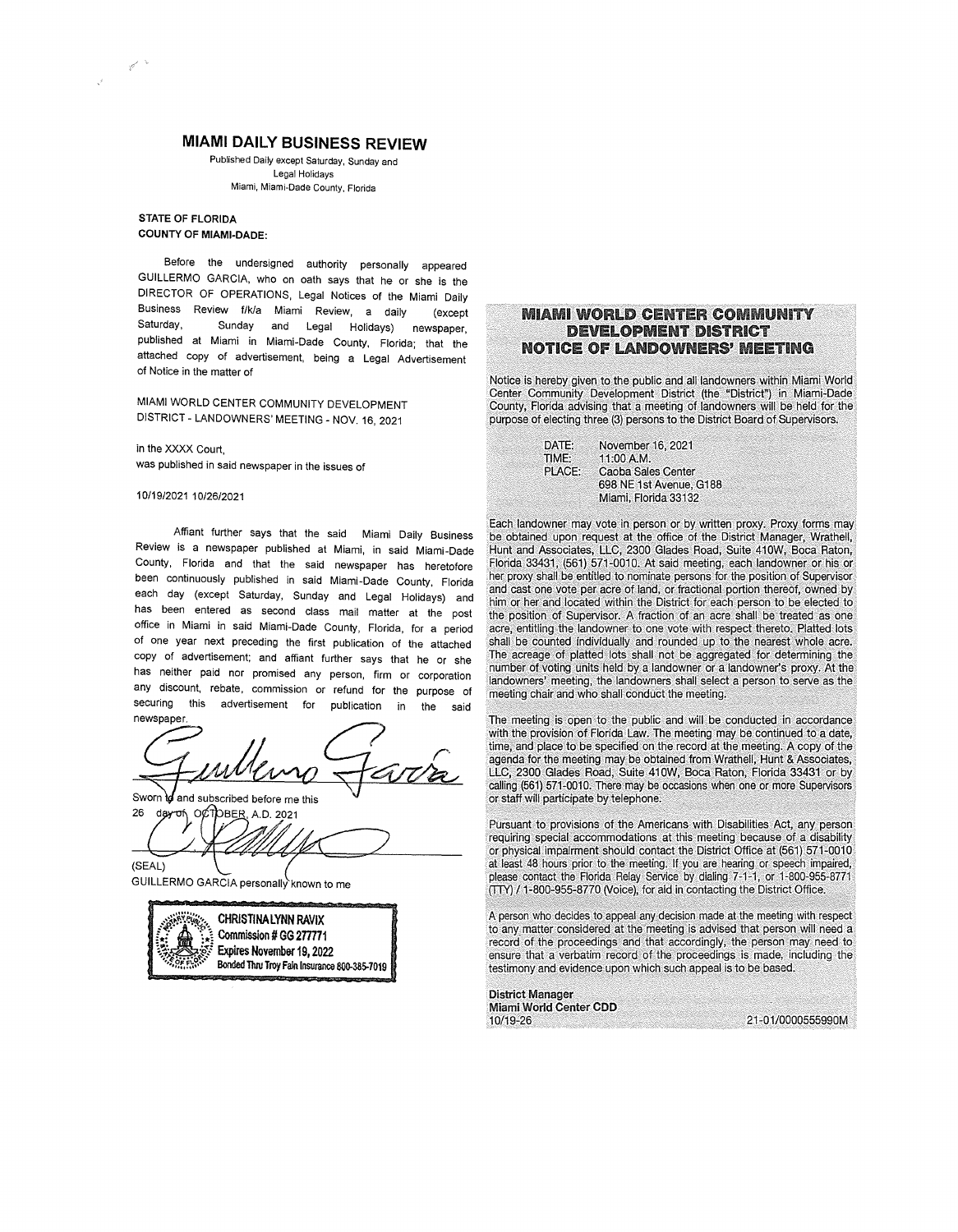# MIAMI DAILY BUSINESS REVIEW

Published Daily except Saturday, Sunday and Legal Holidays
Miami, Miami-Dade County, Florida

**STATE OF FLORIDA**
**COUNTY OF MIAMI-DADE:**

Before the undersigned authority personally appeared GUILLERMO GARCIA, who on oath says that he or she is the DIRECTOR OF OPERATIONS, Legal Notices of the Miami Daily Business Review f/k/a Miami Review, a daily (except Saturday, Sunday and Legal Holidays) newspaper, published at Miami in Miami-Dade County, Florida; that the attached copy of advertisement, being a Legal Advertisement of Notice in the matter of

MIAMI WORLD CENTER COMMUNITY DEVELOPMENT DISTRICT - LANDOWNERS' MEETING - NOV. 16, 2021

in the XXXX Court,
was published in said newspaper in the issues of

10/19/2021 10/26/2021

Affiant further says that the said Miami Daily Business Review is a newspaper published at Miami, in said Miami-Dade County, Florida and that the said newspaper has heretofore been continuously published in said Miami-Dade County, Florida each day (except Saturday, Sunday and Legal Holidays) and has been entered as second class mail matter at the post office in Miami in said Miami-Dade County, Florida, for a period of one year next preceding the first publication of the attached copy of advertisement; and affiant further says that he or she has neither paid nor promised any person, firm or corporation any discount, rebate, commission or refund for the purpose of securing this advertisement for publication in the said newspaper.

Guillermo Garcia

Sworn to and subscribed before me this
26 day of OCTOBER, A.D. 2021

(SEAL)
GUILLERMO GARCIA personally known to me

CHRISTINA LYNN RAVIX
Commission # GG 277771
Expires November 19, 2022
Bonded Thru Troy Fain Insurance 800-385-7019

## MIAMI WORLD CENTER COMMUNITY DEVELOPMENT DISTRICT NOTICE OF LANDOWNERS' MEETING

Notice is hereby given to the public and all landowners within Miami World Center Community Development District (the "District") in Miami-Dade County, Florida advising that a meeting of landowners will be held for the purpose of electing three (3) persons to the District Board of Supervisors.

DATE: November 16, 2021
TIME: 11:00 A.M.
PLACE: Caoba Sales Center
698 NE 1st Avenue, G188
Miami, Florida 33132

Each landowner may vote in person or by written proxy. Proxy forms may be obtained upon request at the office of the District Manager, Wrathell, Hunt and Associates, LLC, 2300 Glades Road, Suite 410W, Boca Raton, Florida 33431, (561) 571-0010. At said meeting, each landowner or his or her proxy shall be entitled to nominate persons for the position of Supervisor and cast one vote per acre of land, or fractional portion thereof, owned by him or her and located within the District for each person to be elected to the position of Supervisor. A fraction of an acre shall be treated as one acre, entitling the landowner to one vote with respect thereto. Platted lots shall be counted individually and rounded up to the nearest whole acre. The acreage of platted lots shall not be aggregated for determining the number of voting units held by a landowner or a landowner's proxy. At the landowners' meeting, the landowners shall select a person to serve as the meeting chair and who shall conduct the meeting.

The meeting is open to the public and will be conducted in accordance with the provision of Florida Law. The meeting may be continued to a date, time, and place to be specified on the record at the meeting. A copy of the agenda for the meeting may be obtained from Wrathell, Hunt & Associates, LLC, 2300 Glades Road, Suite 410W, Boca Raton, Florida 33431 or by calling (561) 571-0010. There may be occasions when one or more Supervisors or staff will participate by telephone.

Pursuant to provisions of the Americans with Disabilities Act, any person requiring special accommodations at this meeting because of a disability or physical impairment should contact the District Office at (561) 571-0010 at least 48 hours prior to the meeting. If you are hearing or speech impaired, please contact the Florida Relay Service by dialing 7-1-1, or 1-800-955-8771 (TTY) / 1-800-955-8770 (Voice), for aid in contacting the District Office.

A person who decides to appeal any decision made at the meeting with respect to any matter considered at the meeting is advised that person will need a record of the proceedings and that accordingly, the person may need to ensure that a verbatim record of the proceedings is made, including the testimony and evidence upon which such appeal is to be based.

**District Manager**
**Miami World Center CDD**
10/19-26 21-01/0000555990M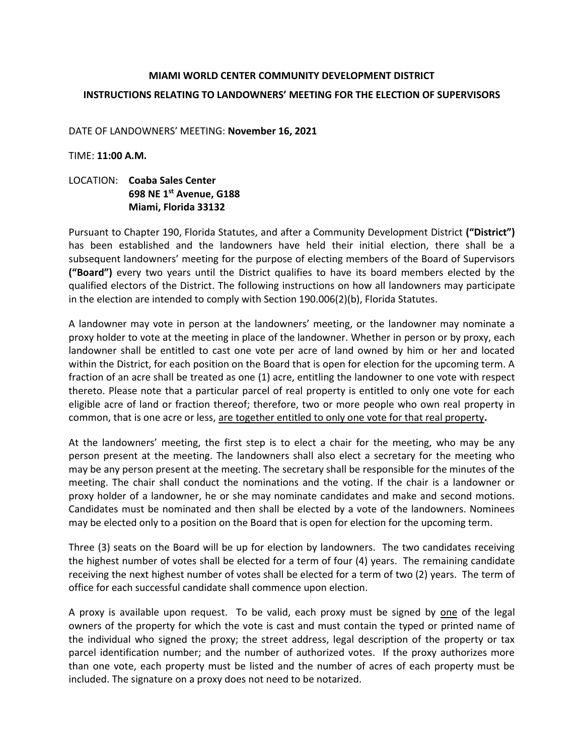**MIAMI WORLD CENTER COMMUNITY DEVELOPMENT DISTRICT**

**INSTRUCTIONS RELATING TO LANDOWNERS' MEETING FOR THE ELECTION OF SUPERVISORS**

DATE OF LANDOWNERS' MEETING: **November 16, 2021**

TIME: **11:00 A.M.**

LOCATION: **Coaba Sales Center**
**698 NE 1st Avenue, G188**
**Miami, Florida 33132**

Pursuant to Chapter 190, Florida Statutes, and after a Community Development District **("District")** has been established and the landowners have held their initial election, there shall be a subsequent landowners' meeting for the purpose of electing members of the Board of Supervisors **("Board")** every two years until the District qualifies to have its board members elected by the qualified electors of the District. The following instructions on how all landowners may participate in the election are intended to comply with Section 190.006(2)(b), Florida Statutes.

A landowner may vote in person at the landowners' meeting, or the landowner may nominate a proxy holder to vote at the meeting in place of the landowner. Whether in person or by proxy, each landowner shall be entitled to cast one vote per acre of land owned by him or her and located within the District, for each position on the Board that is open for election for the upcoming term. A fraction of an acre shall be treated as one (1) acre, entitling the landowner to one vote with respect thereto. Please note that a particular parcel of real property is entitled to only one vote for each eligible acre of land or fraction thereof; therefore, two or more people who own real property in common, that is one acre or less, are together entitled to only one vote for that real property**.**

At the landowners' meeting, the first step is to elect a chair for the meeting, who may be any person present at the meeting. The landowners shall also elect a secretary for the meeting who may be any person present at the meeting. The secretary shall be responsible for the minutes of the meeting. The chair shall conduct the nominations and the voting. If the chair is a landowner or proxy holder of a landowner, he or she may nominate candidates and make and second motions. Candidates must be nominated and then shall be elected by a vote of the landowners. Nominees may be elected only to a position on the Board that is open for election for the upcoming term.

Three (3) seats on the Board will be up for election by landowners. The two candidates receiving the highest number of votes shall be elected for a term of four (4) years. The remaining candidate receiving the next highest number of votes shall be elected for a term of two (2) years. The term of office for each successful candidate shall commence upon election.

A proxy is available upon request. To be valid, each proxy must be signed by one of the legal owners of the property for which the vote is cast and must contain the typed or printed name of the individual who signed the proxy; the street address, legal description of the property or tax parcel identification number; and the number of authorized votes. If the proxy authorizes more than one vote, each property must be listed and the number of acres of each property must be included. The signature on a proxy does not need to be notarized.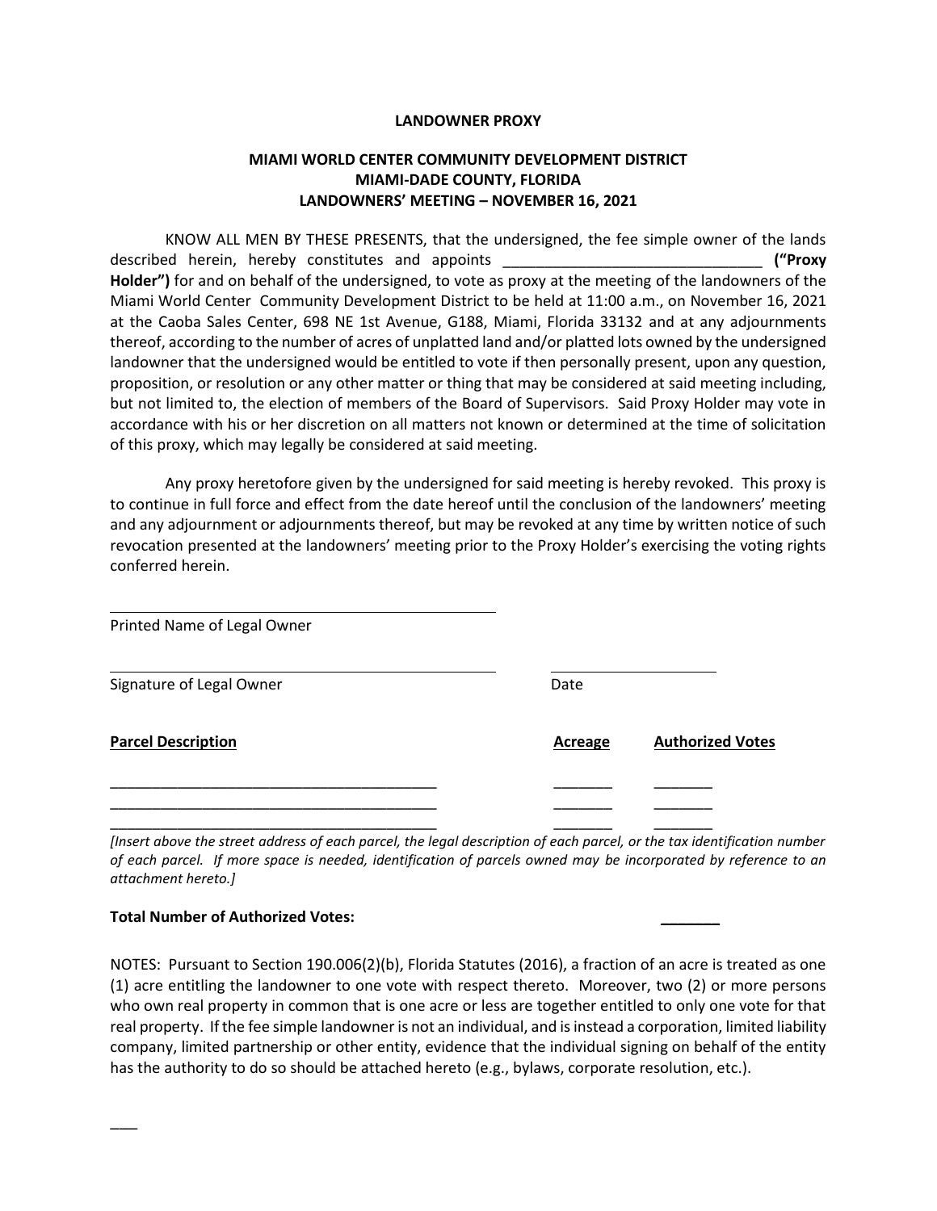**LANDOWNER PROXY**

**MIAMI WORLD CENTER COMMUNITY DEVELOPMENT DISTRICT**
**MIAMI-DADE COUNTY, FLORIDA**
**LANDOWNERS' MEETING – NOVEMBER 16, 2021**

KNOW ALL MEN BY THESE PRESENTS, that the undersigned, the fee simple owner of the lands described herein, hereby constitutes and appoints ______________________________ **("Proxy Holder")** for and on behalf of the undersigned, to vote as proxy at the meeting of the landowners of the Miami World Center Community Development District to be held at 11:00 a.m., on November 16, 2021 at the Caoba Sales Center, 698 NE 1st Avenue, G188, Miami, Florida 33132 and at any adjournments thereof, according to the number of acres of unplatted land and/or platted lots owned by the undersigned landowner that the undersigned would be entitled to vote if then personally present, upon any question, proposition, or resolution or any other matter or thing that may be considered at said meeting including, but not limited to, the election of members of the Board of Supervisors. Said Proxy Holder may vote in accordance with his or her discretion on all matters not known or determined at the time of solicitation of this proxy, which may legally be considered at said meeting.

Any proxy heretofore given by the undersigned for said meeting is hereby revoked. This proxy is to continue in full force and effect from the date hereof until the conclusion of the landowners' meeting and any adjournment or adjournments thereof, but may be revoked at any time by written notice of such revocation presented at the landowners' meeting prior to the Proxy Holder's exercising the voting rights conferred herein.

______________________________________________
Printed Name of Legal Owner

______________________________________________ ____________________
Signature of Legal Owner Date

| **Parcel Description** | **Acreage** | **Authorized Votes** |
|---|---|---|
| ________________________________________ | _______ | _______ |
| ________________________________________ | _______ | _______ |
| ________________________________________ | _______ | _______ |

*[Insert above the street address of each parcel, the legal description of each parcel, or the tax identification number of each parcel. If more space is needed, identification of parcels owned may be incorporated by reference to an attachment hereto.]*

**Total Number of Authorized Votes:** _______

NOTES: Pursuant to Section 190.006(2)(b), Florida Statutes (2016), a fraction of an acre is treated as one (1) acre entitling the landowner to one vote with respect thereto. Moreover, two (2) or more persons who own real property in common that is one acre or less are together entitled to only one vote for that real property. If the fee simple landowner is not an individual, and is instead a corporation, limited liability company, limited partnership or other entity, evidence that the individual signing on behalf of the entity has the authority to do so should be attached hereto (e.g., bylaws, corporate resolution, etc.).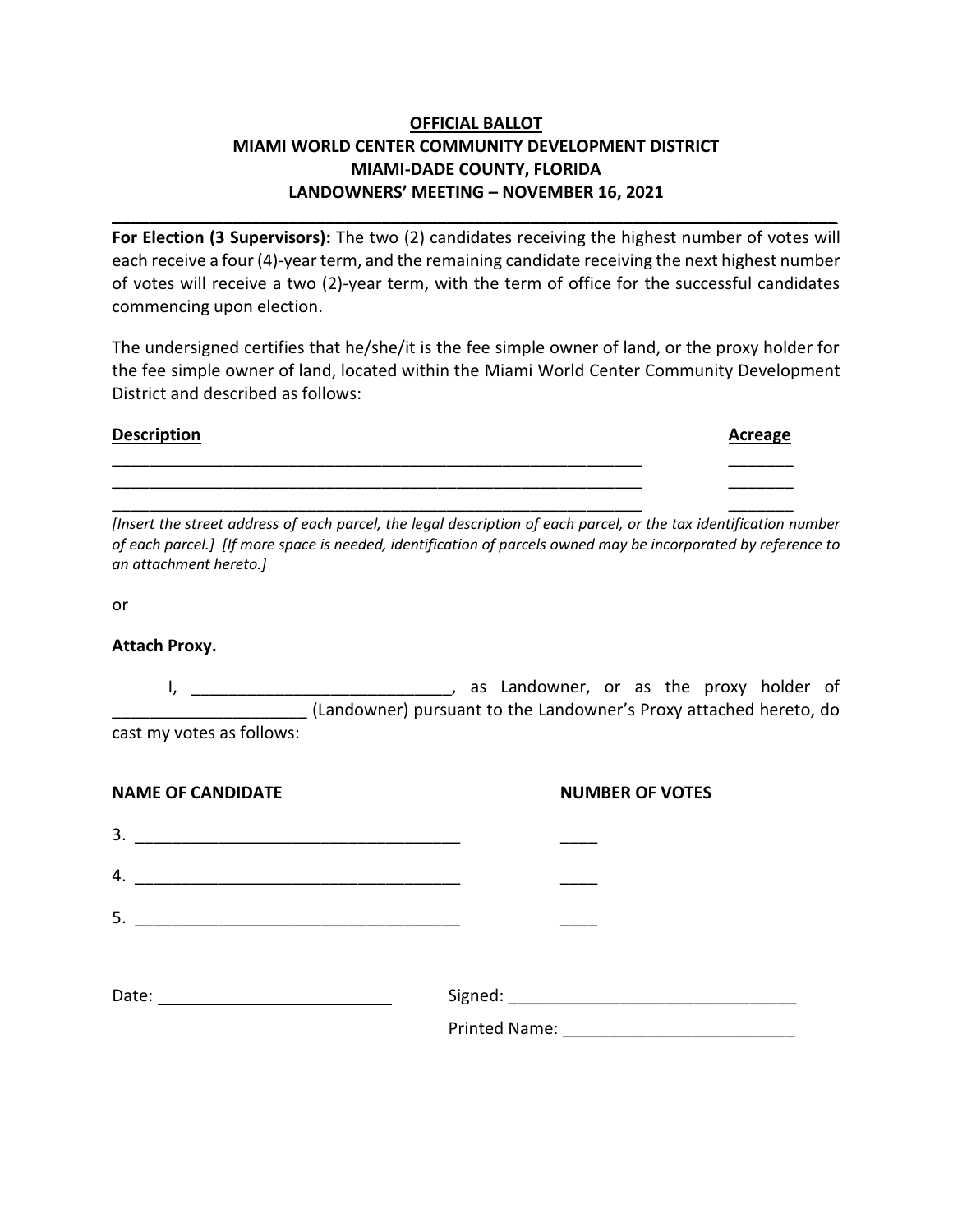**OFFICIAL BALLOT**
**MIAMI WORLD CENTER COMMUNITY DEVELOPMENT DISTRICT**
**MIAMI-DADE COUNTY, FLORIDA**
**LANDOWNERS' MEETING – NOVEMBER 16, 2021**

---

**For Election (3 Supervisors):** The two (2) candidates receiving the highest number of votes will each receive a four (4)-year term, and the remaining candidate receiving the next highest number of votes will receive a two (2)-year term, with the term of office for the successful candidates commencing upon election.

The undersigned certifies that he/she/it is the fee simple owner of land, or the proxy holder for the fee simple owner of land, located within the Miami World Center Community Development District and described as follows:

| **Description** | **Acreage** |
|---|---|
| ____________________________________________________________ | _______ |
| ____________________________________________________________ | _______ |
| ____________________________________________________________ | _______ |

*[Insert the street address of each parcel, the legal description of each parcel, or the tax identification number of each parcel.] [If more space is needed, identification of parcels owned may be incorporated by reference to an attachment hereto.]*

or

**Attach Proxy.**

I, ___________________________, as Landowner, or as the proxy holder of _____________________ (Landowner) pursuant to the Landowner's Proxy attached hereto, do cast my votes as follows:

| **NAME OF CANDIDATE** | **NUMBER OF VOTES** |
|---|---|
| 3. __________________________________ | ____ |
| 4. __________________________________ | ____ |
| 5. __________________________________ | ____ |

Date: _________________________

Signed: ______________________________

Printed Name: ________________________